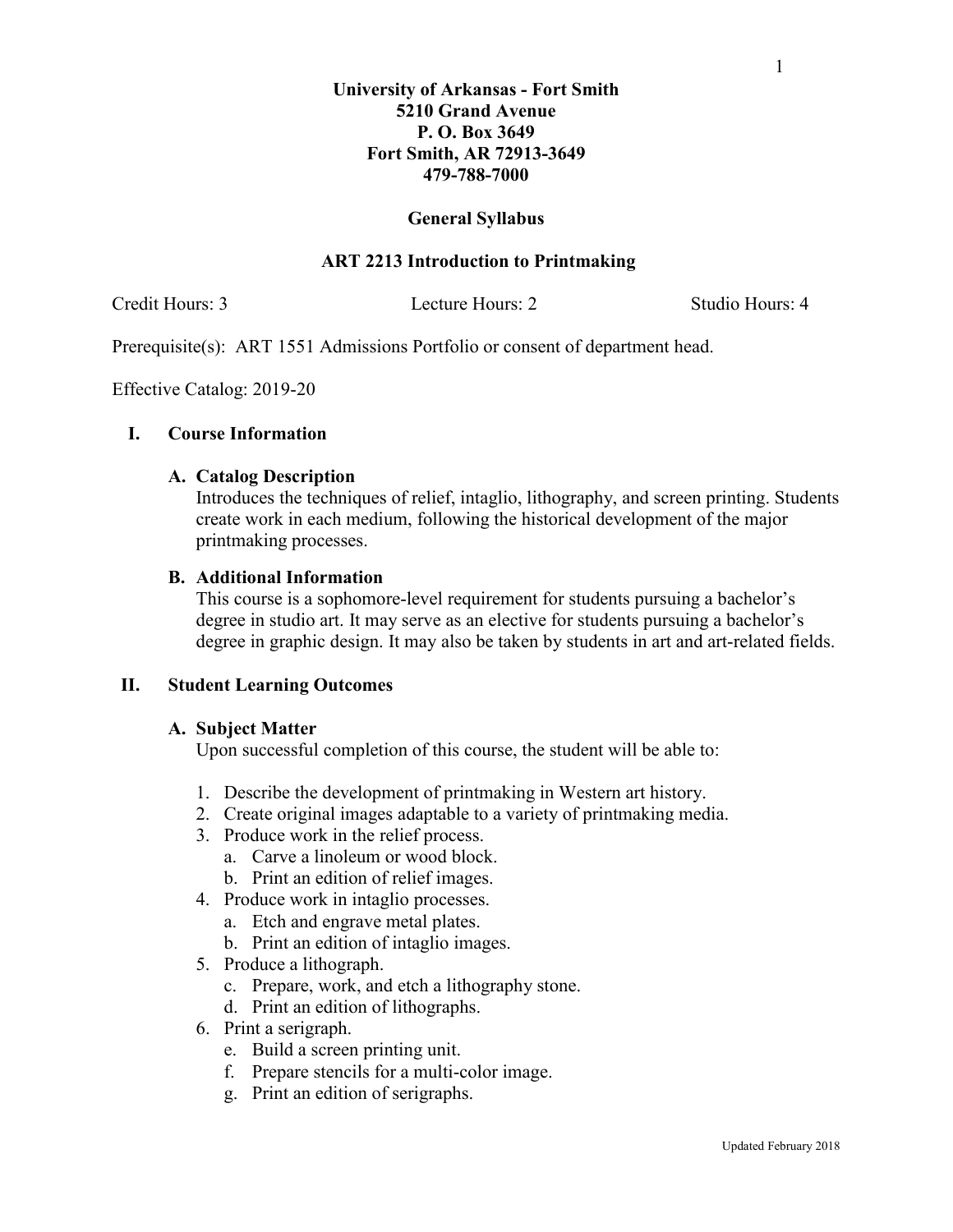**University of Arkansas - Fort Smith**
**5210 Grand Avenue**
**P. O. Box 3649**
**Fort Smith, AR 72913-3649**
**479-788-7000**

**General Syllabus**

**ART 2213 Introduction to Printmaking**

Credit Hours: 3 Lecture Hours: 2 Studio Hours: 4

Prerequisite(s): ART 1551 Admissions Portfolio or consent of department head.

Effective Catalog: 2019-20

## I. Course Information

### A. Catalog Description

Introduces the techniques of relief, intaglio, lithography, and screen printing. Students create work in each medium, following the historical development of the major printmaking processes.

### B. Additional Information

This course is a sophomore-level requirement for students pursuing a bachelor's degree in studio art. It may serve as an elective for students pursuing a bachelor's degree in graphic design. It may also be taken by students in art and art-related fields.

## II. Student Learning Outcomes

### A. Subject Matter

Upon successful completion of this course, the student will be able to:

1. Describe the development of printmaking in Western art history.
2. Create original images adaptable to a variety of printmaking media.
3. Produce work in the relief process.
   a. Carve a linoleum or wood block.
   b. Print an edition of relief images.
4. Produce work in intaglio processes.
   a. Etch and engrave metal plates.
   b. Print an edition of intaglio images.
5. Produce a lithograph.
   c. Prepare, work, and etch a lithography stone.
   d. Print an edition of lithographs.
6. Print a serigraph.
   e. Build a screen printing unit.
   f. Prepare stencils for a multi-color image.
   g. Print an edition of serigraphs.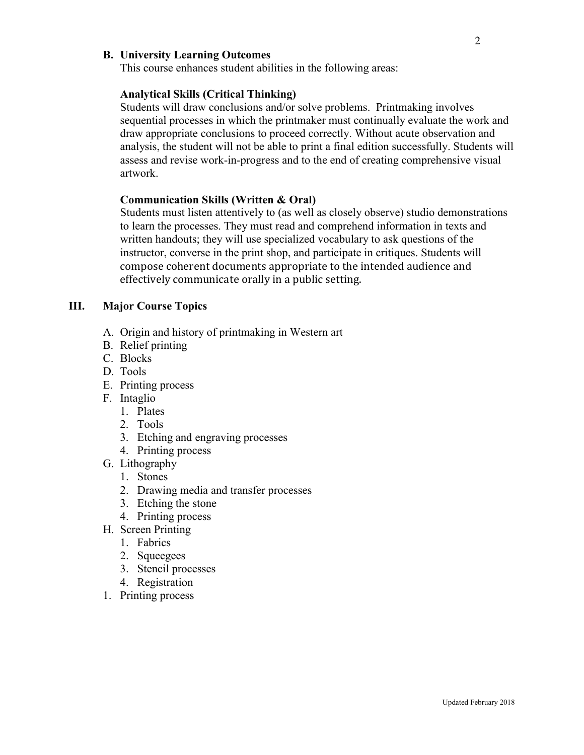### B. University Learning Outcomes

This course enhances student abilities in the following areas:

**Analytical Skills (Critical Thinking)**

Students will draw conclusions and/or solve problems. Printmaking involves sequential processes in which the printmaker must continually evaluate the work and draw appropriate conclusions to proceed correctly. Without acute observation and analysis, the student will not be able to print a final edition successfully. Students will assess and revise work-in-progress and to the end of creating comprehensive visual artwork.

**Communication Skills (Written & Oral)**

Students must listen attentively to (as well as closely observe) studio demonstrations to learn the processes. They must read and comprehend information in texts and written handouts; they will use specialized vocabulary to ask questions of the instructor, converse in the print shop, and participate in critiques. Students will compose coherent documents appropriate to the intended audience and effectively communicate orally in a public setting.

## III. Major Course Topics

A. Origin and history of printmaking in Western art
B. Relief printing
C. Blocks
D. Tools
E. Printing process
F. Intaglio
   1. Plates
   2. Tools
   3. Etching and engraving processes
   4. Printing process
G. Lithography
   1. Stones
   2. Drawing media and transfer processes
   3. Etching the stone
   4. Printing process
H. Screen Printing
   1. Fabrics
   2. Squeegees
   3. Stencil processes
   4. Registration
1. Printing process

Updated February 2018